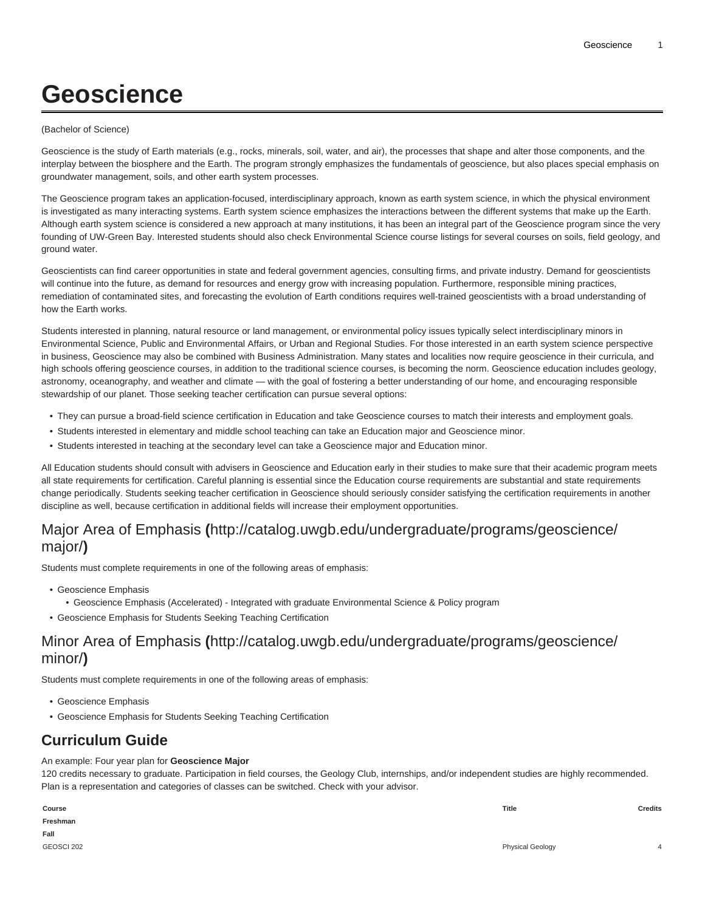# Geoscience

(Bachelor of Science)

Geoscience is the study of Earth materials (e.g., rocks, minerals, soil, water, and air), the processes that shape and alter those components, and the interplay between the biosphere and the Earth. The program strongly emphasizes the fundamentals of geoscience, but also places special emphasis on groundwater management, soils, and other earth system processes.

The Geoscience program takes an application-focused, interdisciplinary approach, known as earth system science, in which the physical environment is investigated as many interacting systems. Earth system science emphasizes the interactions between the different systems that make up the Earth. Although earth system science is considered a new approach at many institutions, it has been an integral part of the Geoscience program since the very founding of UW-Green Bay. Interested students should also check Environmental Science course listings for several courses on soils, field geology, and ground water.

Geoscientists can find career opportunities in state and federal government agencies, consulting firms, and private industry. Demand for geoscientists will continue into the future, as demand for resources and energy grow with increasing population. Furthermore, responsible mining practices, remediation of contaminated sites, and forecasting the evolution of Earth conditions requires well-trained geoscientists with a broad understanding of how the Earth works.

Students interested in planning, natural resource or land management, or environmental policy issues typically select interdisciplinary minors in Environmental Science, Public and Environmental Affairs, or Urban and Regional Studies. For those interested in an earth system science perspective in business, Geoscience may also be combined with Business Administration. Many states and localities now require geoscience in their curricula, and high schools offering geoscience courses, in addition to the traditional science courses, is becoming the norm. Geoscience education includes geology, astronomy, oceanography, and weather and climate — with the goal of fostering a better understanding of our home, and encouraging responsible stewardship of our planet. Those seeking teacher certification can pursue several options:

- They can pursue a broad-field science certification in Education and take Geoscience courses to match their interests and employment goals.
- Students interested in elementary and middle school teaching can take an Education major and Geoscience minor.
- Students interested in teaching at the secondary level can take a Geoscience major and Education minor.

All Education students should consult with advisers in Geoscience and Education early in their studies to make sure that their academic program meets all state requirements for certification. Careful planning is essential since the Education course requirements are substantial and state requirements change periodically. Students seeking teacher certification in Geoscience should seriously consider satisfying the certification requirements in another discipline as well, because certification in additional fields will increase their employment opportunities.

## Major Area of Emphasis **(**http://catalog.uwgb.edu/undergraduate/programs/geoscience/major/**)**

Students must complete requirements in one of the following areas of emphasis:

- Geoscience Emphasis
  - Geoscience Emphasis (Accelerated) - Integrated with graduate Environmental Science & Policy program
- Geoscience Emphasis for Students Seeking Teaching Certification

## Minor Area of Emphasis **(**http://catalog.uwgb.edu/undergraduate/programs/geoscience/minor/**)**

Students must complete requirements in one of the following areas of emphasis:

- Geoscience Emphasis
- Geoscience Emphasis for Students Seeking Teaching Certification

## Curriculum Guide

An example: Four year plan for **Geoscience Major**
120 credits necessary to graduate. Participation in field courses, the Geology Club, internships, and/or independent studies are highly recommended. Plan is a representation and categories of classes can be switched. Check with your advisor.

| Course | Title | Credits |
|---|---|---|
| **Freshman** | | |
| **Fall** | | |
| GEOSCI 202 | Physical Geology | 4 |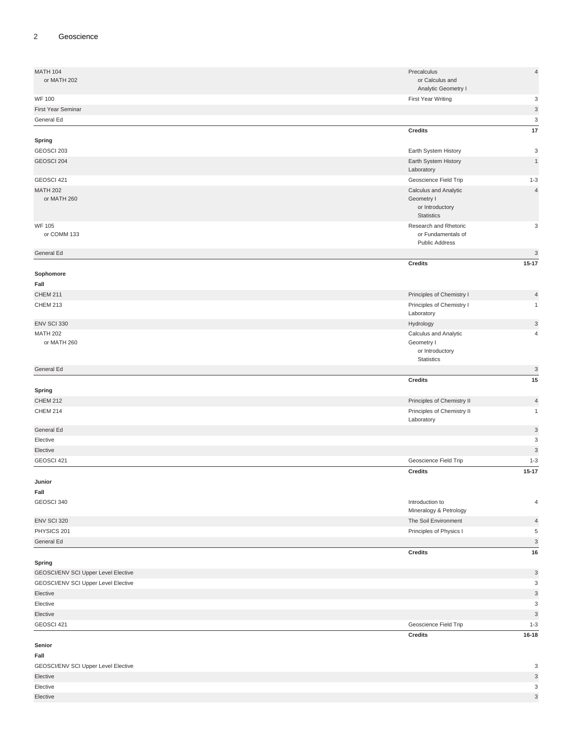| | | |
|---|---|---|
| MATH 104<br>or MATH 202 | Precalculus<br>or Calculus and Analytic Geometry I | 4 |
| WF 100 | First Year Writing | 3 |
| First Year Seminar | | 3 |
| General Ed | | 3 |
| | **Credits** | **17** |
| **Spring** | | |
| GEOSCI 203 | Earth System History | 3 |
| GEOSCI 204 | Earth System History Laboratory | 1 |
| GEOSCI 421 | Geoscience Field Trip | 1-3 |
| MATH 202<br>or MATH 260 | Calculus and Analytic Geometry I<br>or Introductory Statistics | 4 |
| WF 105<br>or COMM 133 | Research and Rhetoric<br>or Fundamentals of Public Address | 3 |
| General Ed | | 3 |
| | **Credits** | **15-17** |
| **Sophomore** | | |
| **Fall** | | |
| CHEM 211 | Principles of Chemistry I | 4 |
| CHEM 213 | Principles of Chemistry I Laboratory | 1 |
| ENV SCI 330 | Hydrology | 3 |
| MATH 202<br>or MATH 260 | Calculus and Analytic Geometry I<br>or Introductory Statistics | 4 |
| General Ed | | 3 |
| | **Credits** | **15** |
| **Spring** | | |
| CHEM 212 | Principles of Chemistry II | 4 |
| CHEM 214 | Principles of Chemistry II Laboratory | 1 |
| General Ed | | 3 |
| Elective | | 3 |
| Elective | | 3 |
| GEOSCI 421 | Geoscience Field Trip | 1-3 |
| | **Credits** | **15-17** |
| **Junior** | | |
| **Fall** | | |
| GEOSCI 340 | Introduction to Mineralogy & Petrology | 4 |
| ENV SCI 320 | The Soil Environment | 4 |
| PHYSICS 201 | Principles of Physics I | 5 |
| General Ed | | 3 |
| | **Credits** | **16** |
| **Spring** | | |
| GEOSCI/ENV SCI Upper Level Elective | | 3 |
| GEOSCI/ENV SCI Upper Level Elective | | 3 |
| Elective | | 3 |
| Elective | | 3 |
| Elective | | 3 |
| GEOSCI 421 | Geoscience Field Trip | 1-3 |
| | **Credits** | **16-18** |
| **Senior** | | |
| **Fall** | | |
| GEOSCI/ENV SCI Upper Level Elective | | 3 |
| Elective | | 3 |
| Elective | | 3 |
| Elective | | 3 |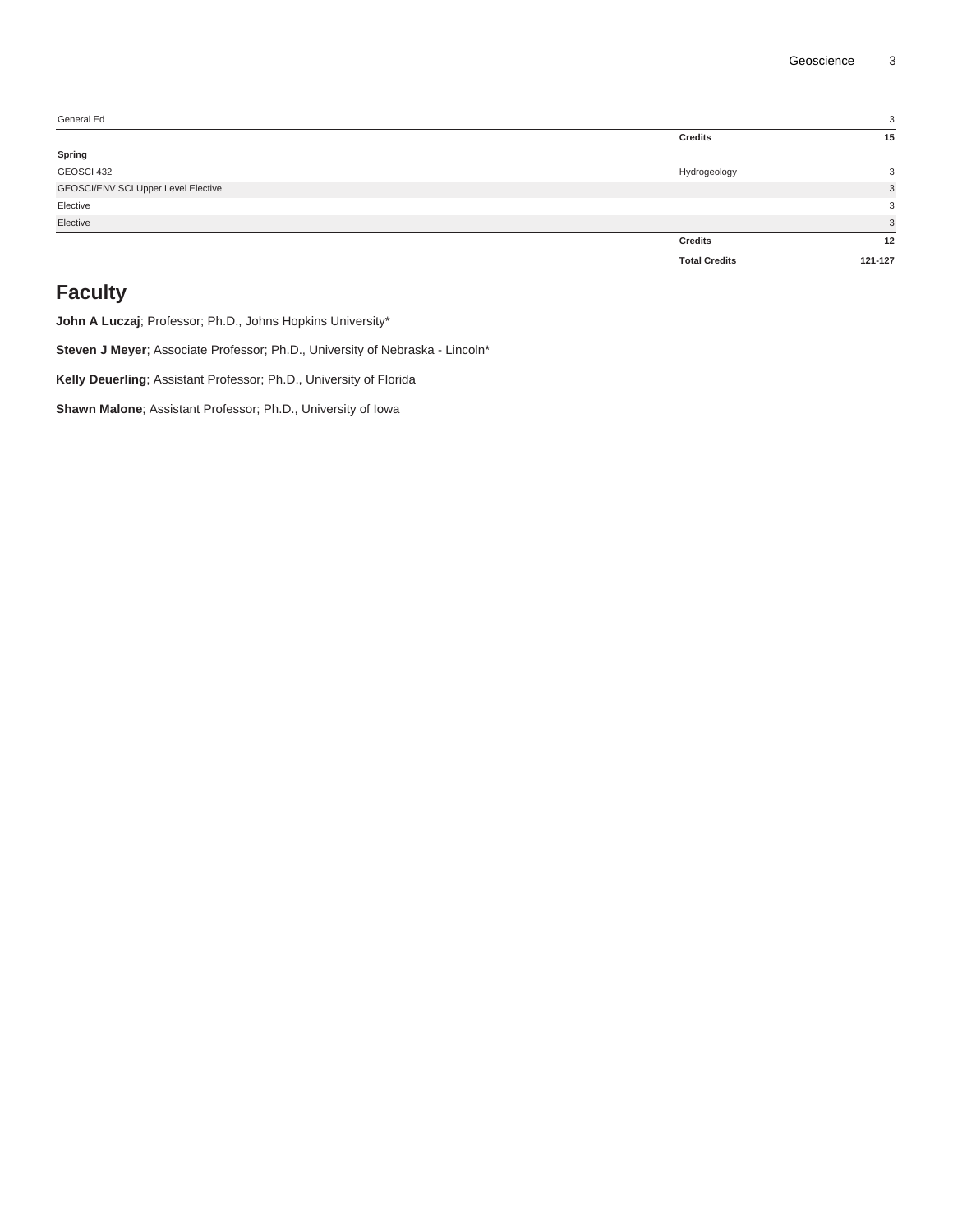| | | |
|---|---|---|
| General Ed | | 3 |
| | **Credits** | **15** |
| **Spring** | | |
| GEOSCI 432 | Hydrogeology | 3 |
| GEOSCI/ENV SCI Upper Level Elective | | 3 |
| Elective | | 3 |
| Elective | | 3 |
| | **Credits** | **12** |
| | **Total Credits** | **121-127** |

## Faculty

**John A Luczaj**; Professor; Ph.D., Johns Hopkins University*

**Steven J Meyer**; Associate Professor; Ph.D., University of Nebraska - Lincoln*

**Kelly Deuerling**; Assistant Professor; Ph.D., University of Florida

**Shawn Malone**; Assistant Professor; Ph.D., University of Iowa